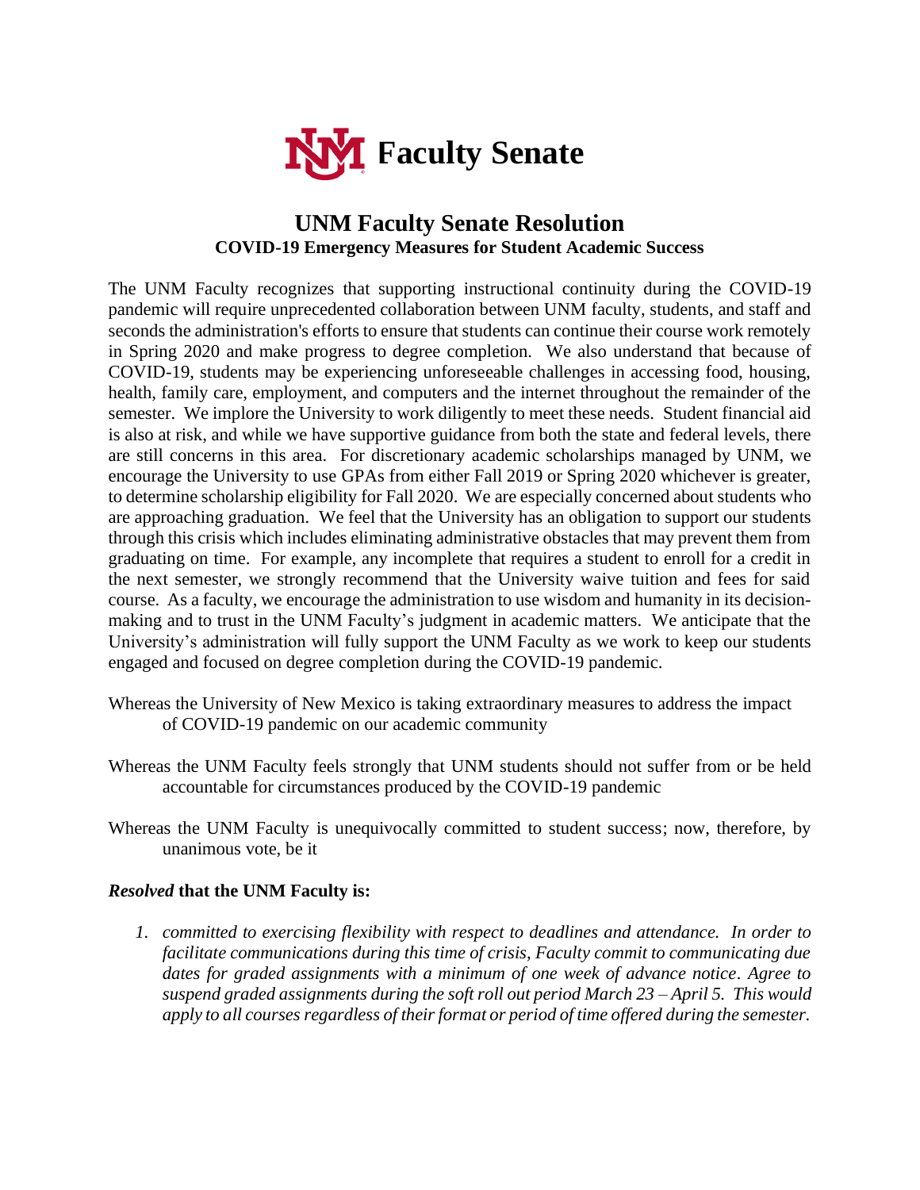# Faculty Senate

## UNM Faculty Senate Resolution

### COVID-19 Emergency Measures for Student Academic Success

The UNM Faculty recognizes that supporting instructional continuity during the COVID-19 pandemic will require unprecedented collaboration between UNM faculty, students, and staff and seconds the administration's efforts to ensure that students can continue their course work remotely in Spring 2020 and make progress to degree completion. We also understand that because of COVID-19, students may be experiencing unforeseeable challenges in accessing food, housing, health, family care, employment, and computers and the internet throughout the remainder of the semester. We implore the University to work diligently to meet these needs. Student financial aid is also at risk, and while we have supportive guidance from both the state and federal levels, there are still concerns in this area. For discretionary academic scholarships managed by UNM, we encourage the University to use GPAs from either Fall 2019 or Spring 2020 whichever is greater, to determine scholarship eligibility for Fall 2020. We are especially concerned about students who are approaching graduation. We feel that the University has an obligation to support our students through this crisis which includes eliminating administrative obstacles that may prevent them from graduating on time. For example, any incomplete that requires a student to enroll for a credit in the next semester, we strongly recommend that the University waive tuition and fees for said course. As a faculty, we encourage the administration to use wisdom and humanity in its decision-making and to trust in the UNM Faculty's judgment in academic matters. We anticipate that the University's administration will fully support the UNM Faculty as we work to keep our students engaged and focused on degree completion during the COVID-19 pandemic.

Whereas the University of New Mexico is taking extraordinary measures to address the impact of COVID-19 pandemic on our academic community

Whereas the UNM Faculty feels strongly that UNM students should not suffer from or be held accountable for circumstances produced by the COVID-19 pandemic

Whereas the UNM Faculty is unequivocally committed to student success; now, therefore, by unanimous vote, be it

***Resolved*** **that the UNM Faculty is:**

1. *committed to exercising flexibility with respect to deadlines and attendance. In order to facilitate communications during this time of crisis, Faculty commit to communicating due dates for graded assignments with a minimum of one week of advance notice. Agree to suspend graded assignments during the soft roll out period March 23 – April 5. This would apply to all courses regardless of their format or period of time offered during the semester.*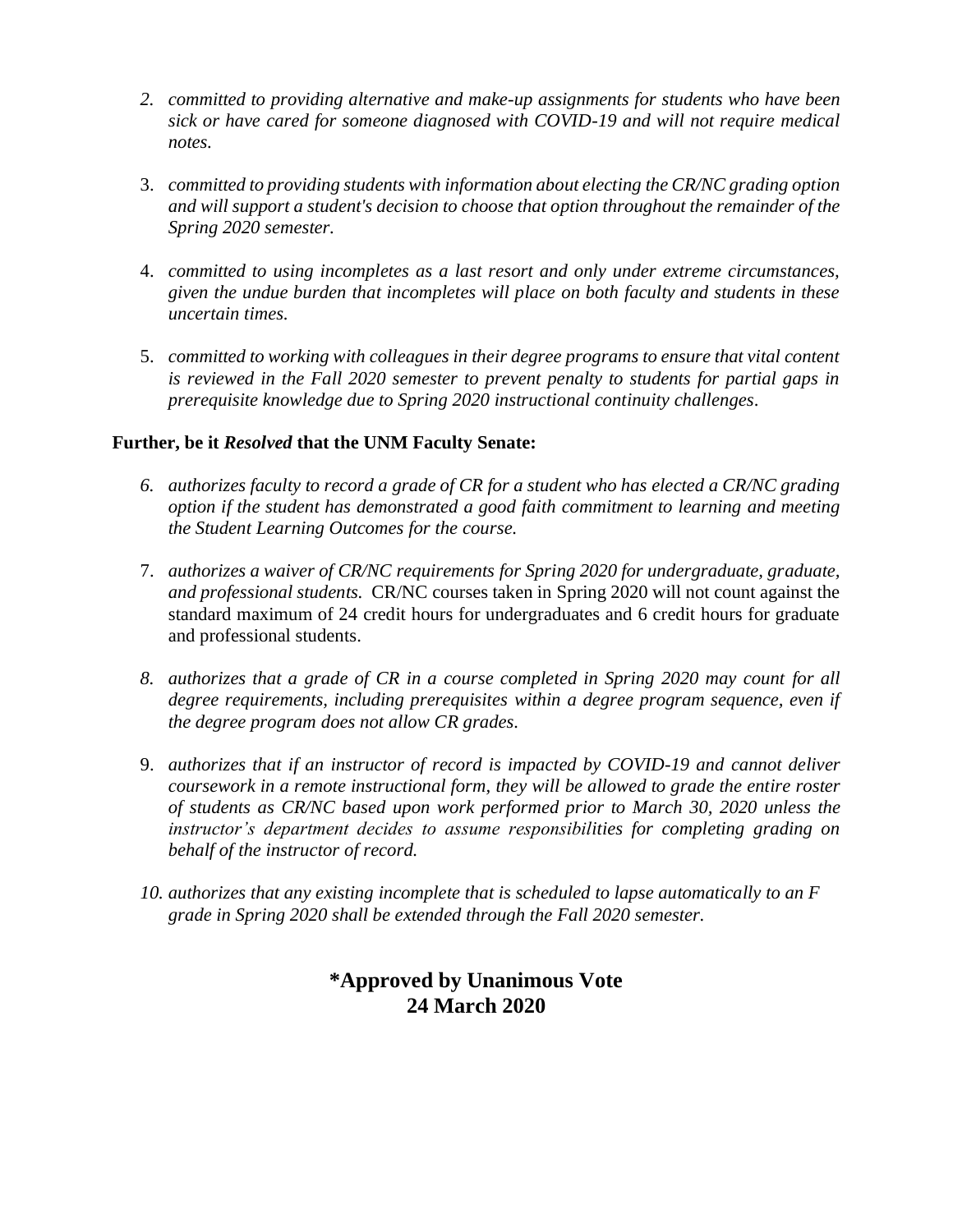2. *committed to providing alternative and make-up assignments for students who have been sick or have cared for someone diagnosed with COVID-19 and will not require medical notes.*

3. *committed to providing students with information about electing the CR/NC grading option and will support a student's decision to choose that option throughout the remainder of the Spring 2020 semester.*

4. *committed to using incompletes as a last resort and only under extreme circumstances, given the undue burden that incompletes will place on both faculty and students in these uncertain times.*

5. *committed to working with colleagues in their degree programs to ensure that vital content is reviewed in the Fall 2020 semester to prevent penalty to students for partial gaps in prerequisite knowledge due to Spring 2020 instructional continuity challenges.*

**Further, be it *Resolved* that the UNM Faculty Senate:**

6. *authorizes faculty to record a grade of CR for a student who has elected a CR/NC grading option if the student has demonstrated a good faith commitment to learning and meeting the Student Learning Outcomes for the course.*

7. *authorizes a waiver of CR/NC requirements for Spring 2020 for undergraduate, graduate, and professional students.* CR/NC courses taken in Spring 2020 will not count against the standard maximum of 24 credit hours for undergraduates and 6 credit hours for graduate and professional students.

8. *authorizes that a grade of CR in a course completed in Spring 2020 may count for all degree requirements, including prerequisites within a degree program sequence, even if the degree program does not allow CR grades.*

9. *authorizes that if an instructor of record is impacted by COVID-19 and cannot deliver coursework in a remote instructional form, they will be allowed to grade the entire roster of students as CR/NC based upon work performed prior to March 30, 2020 unless the instructor's department decides to assume responsibilities for completing grading on behalf of the instructor of record.*

10. *authorizes that any existing incomplete that is scheduled to lapse automatically to an F grade in Spring 2020 shall be extended through the Fall 2020 semester.*

**\*Approved by Unanimous Vote**
**24 March 2020**